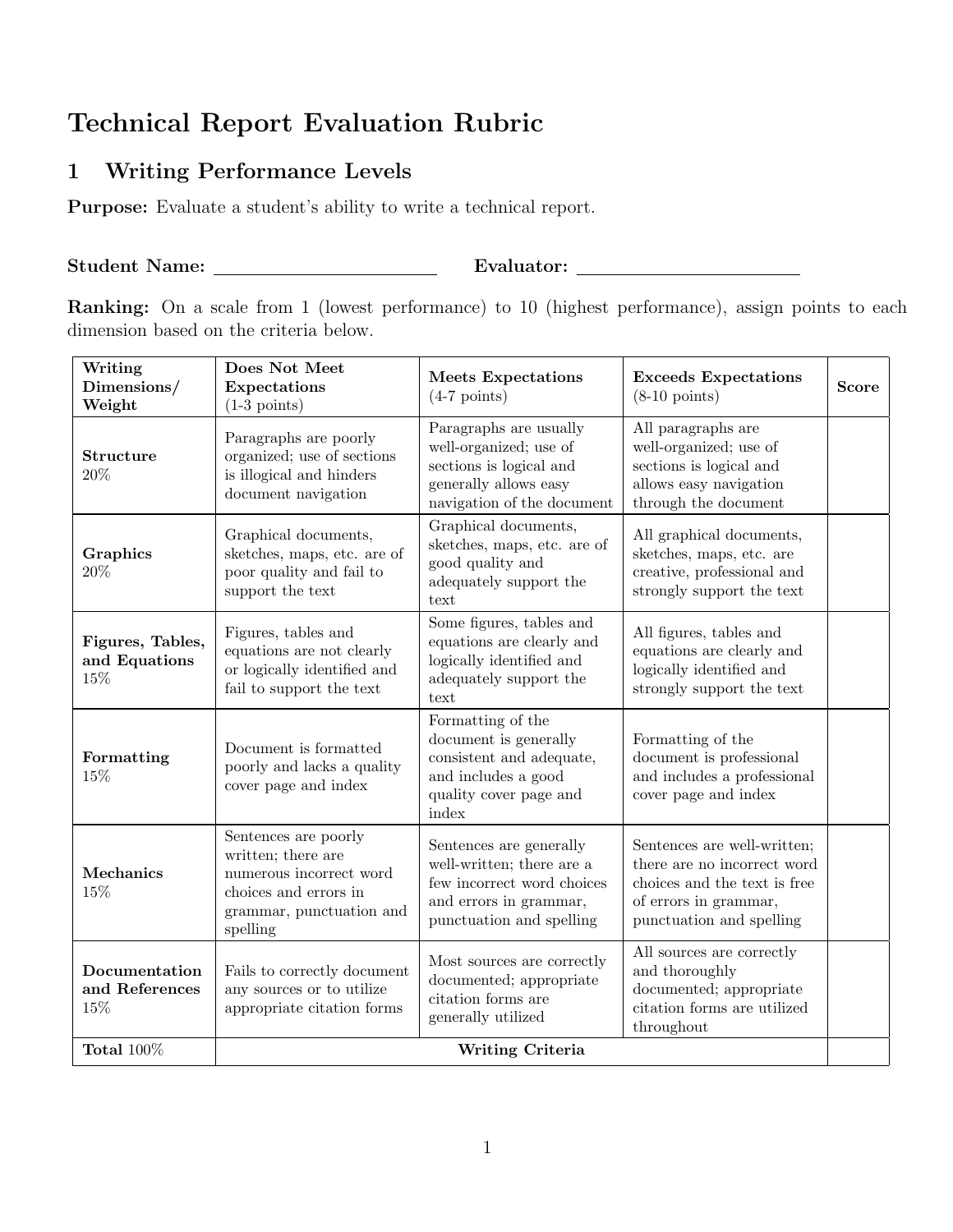# Technical Report Evaluation Rubric

## 1 Writing Performance Levels

**Purpose:** Evaluate a student's ability to write a technical report.

**Student Name:** ______________________ **Evaluator:** ______________________

**Ranking:** On a scale from 1 (lowest performance) to 10 (highest performance), assign points to each dimension based on the criteria below.

| Writing Dimensions/ Weight | Does Not Meet Expectations (1-3 points) | Meets Expectations (4-7 points) | Exceeds Expectations (8-10 points) | Score |
|---|---|---|---|---|
| **Structure** 20% | Paragraphs are poorly organized; use of sections is illogical and hinders document navigation | Paragraphs are usually well-organized; use of sections is logical and generally allows easy navigation of the document | All paragraphs are well-organized; use of sections is logical and allows easy navigation through the document | |
| **Graphics** 20% | Graphical documents, sketches, maps, etc. are of poor quality and fail to support the text | Graphical documents, sketches, maps, etc. are of good quality and adequately support the text | All graphical documents, sketches, maps, etc. are creative, professional and strongly support the text | |
| **Figures, Tables, and Equations** 15% | Figures, tables and equations are not clearly or logically identified and fail to support the text | Some figures, tables and equations are clearly and logically identified and adequately support the text | All figures, tables and equations are clearly and logically identified and strongly support the text | |
| **Formatting** 15% | Document is formatted poorly and lacks a quality cover page and index | Formatting of the document is generally consistent and adequate, and includes a good quality cover page and index | Formatting of the document is professional and includes a professional cover page and index | |
| **Mechanics** 15% | Sentences are poorly written; there are numerous incorrect word choices and errors in grammar, punctuation and spelling | Sentences are generally well-written; there are a few incorrect word choices and errors in grammar, punctuation and spelling | Sentences are well-written; there are no incorrect word choices and the text is free of errors in grammar, punctuation and spelling | |
| **Documentation and References** 15% | Fails to correctly document any sources or to utilize appropriate citation forms | Most sources are correctly documented; appropriate citation forms are generally utilized | All sources are correctly and thoroughly documented; appropriate citation forms are utilized throughout | |
| **Total** 100% | **Writing Criteria** | | | |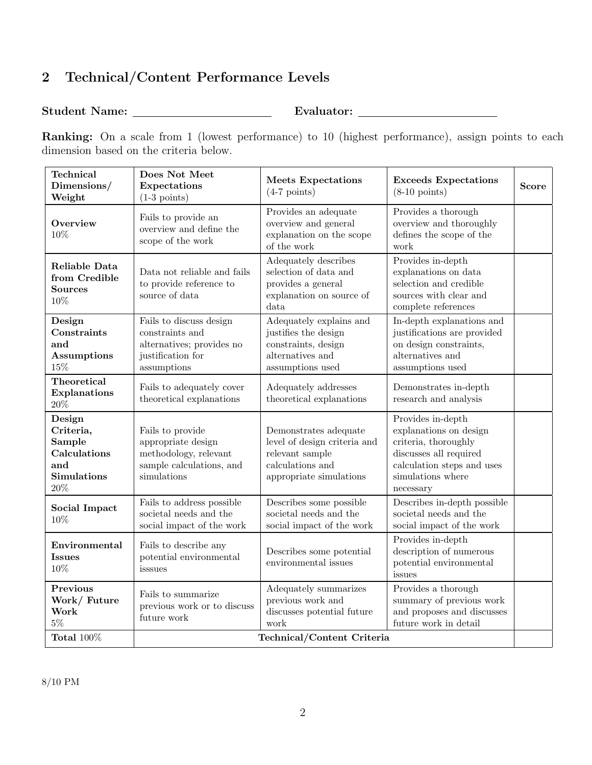## 2 Technical/Content Performance Levels

**Student Name:** ______________________ **Evaluator:** ______________________

**Ranking:** On a scale from 1 (lowest performance) to 10 (highest performance), assign points to each dimension based on the criteria below.

| **Technical Dimensions/ Weight** | **Does Not Meet Expectations** (1-3 points) | **Meets Expectations** (4-7 points) | **Exceeds Expectations** (8-10 points) | **Score** |
|---|---|---|---|---|
| **Overview** 10% | Fails to provide an overview and define the scope of the work | Provides an adequate overview and general explanation on the scope of the work | Provides a thorough overview and thoroughly defines the scope of the work | |
| **Reliable Data from Credible Sources** 10% | Data not reliable and fails to provide reference to source of data | Adequately describes selection of data and provides a general explanation on source of data | Provides in-depth explanations on data selection and credible sources with clear and complete references | |
| **Design Constraints and Assumptions** 15% | Fails to discuss design constraints and alternatives; provides no justification for assumptions | Adequately explains and justifies the design constraints, design alternatives and assumptions used | In-depth explanations and justifications are provided on design constraints, alternatives and assumptions used | |
| **Theoretical Explanations** 20% | Fails to adequately cover theoretical explanations | Adequately addresses theoretical explanations | Demonstrates in-depth research and analysis | |
| **Design Criteria, Sample Calculations and Simulations** 20% | Fails to provide appropriate design methodology, relevant sample calculations, and simulations | Demonstrates adequate level of design criteria and relevant sample calculations and appropriate simulations | Provides in-depth explanations on design criteria, thoroughly discusses all required calculation steps and uses simulations where necessary | |
| **Social Impact** 10% | Fails to address possible societal needs and the social impact of the work | Describes some possible societal needs and the social impact of the work | Describes in-depth possible societal needs and the social impact of the work | |
| **Environmental Issues** 10% | Fails to describe any potential environmental isssues | Describes some potential environmental issues | Provides in-depth description of numerous potential environmental issues | |
| **Previous Work/ Future Work** 5% | Fails to summarize previous work or to discuss future work | Adequately summarizes previous work and discusses potential future work | Provides a thorough summary of previous work and proposes and discusses future work in detail | |
| **Total** 100% | **Technical/Content Criteria** | | | |

8/10 PM